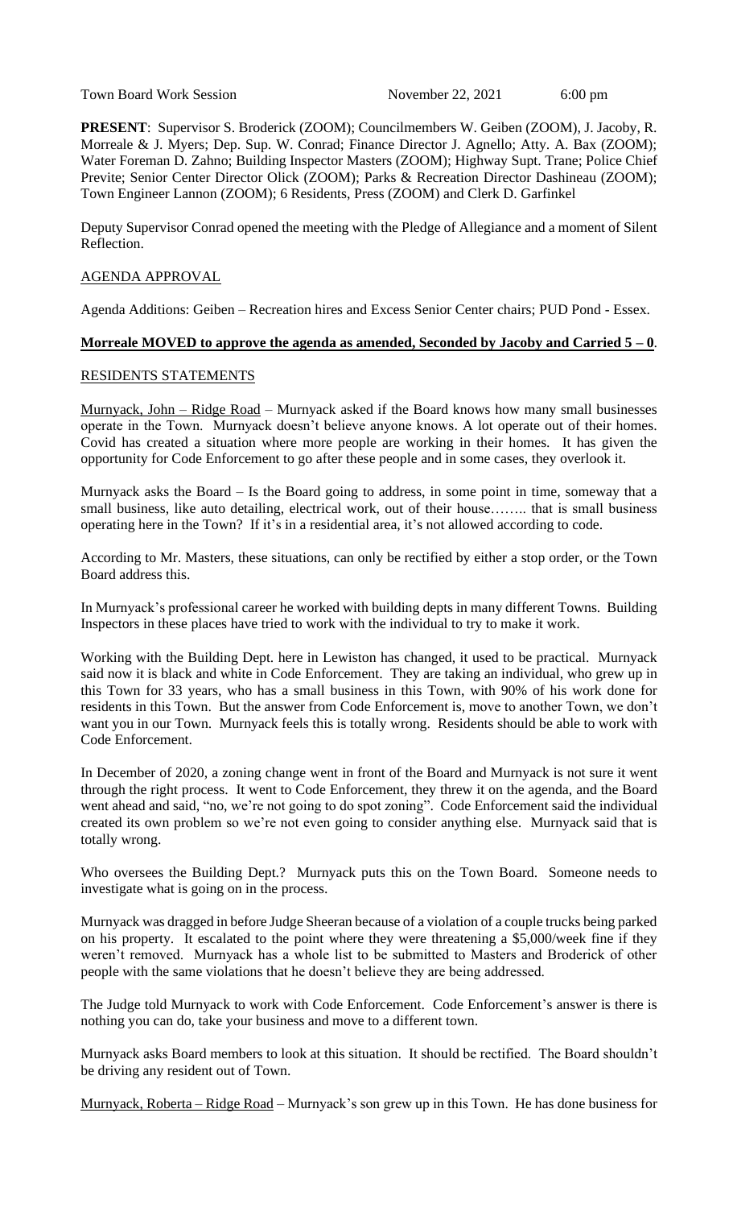Town Board Work Session November 22, 2021 6:00 pm

**PRESENT**: Supervisor S. Broderick (ZOOM); Councilmembers W. Geiben (ZOOM), J. Jacoby, R. Morreale & J. Myers; Dep. Sup. W. Conrad; Finance Director J. Agnello; Atty. A. Bax (ZOOM); Water Foreman D. Zahno; Building Inspector Masters (ZOOM); Highway Supt. Trane; Police Chief Previte; Senior Center Director Olick (ZOOM); Parks & Recreation Director Dashineau (ZOOM); Town Engineer Lannon (ZOOM); 6 Residents, Press (ZOOM) and Clerk D. Garfinkel

Deputy Supervisor Conrad opened the meeting with the Pledge of Allegiance and a moment of Silent Reflection.

AGENDA APPROVAL

Agenda Additions: Geiben – Recreation hires and Excess Senior Center chairs; PUD Pond - Essex.

**Morreale MOVED to approve the agenda as amended, Seconded by Jacoby and Carried 5 – 0**.

RESIDENTS STATEMENTS

Murnyack, John – Ridge Road – Murnyack asked if the Board knows how many small businesses operate in the Town. Murnyack doesn't believe anyone knows. A lot operate out of their homes. Covid has created a situation where more people are working in their homes. It has given the opportunity for Code Enforcement to go after these people and in some cases, they overlook it.

Murnyack asks the Board – Is the Board going to address, in some point in time, someway that a small business, like auto detailing, electrical work, out of their house…….. that is small business operating here in the Town? If it's in a residential area, it's not allowed according to code.

According to Mr. Masters, these situations, can only be rectified by either a stop order, or the Town Board address this.

In Murnyack's professional career he worked with building depts in many different Towns. Building Inspectors in these places have tried to work with the individual to try to make it work.

Working with the Building Dept. here in Lewiston has changed, it used to be practical. Murnyack said now it is black and white in Code Enforcement. They are taking an individual, who grew up in this Town for 33 years, who has a small business in this Town, with 90% of his work done for residents in this Town. But the answer from Code Enforcement is, move to another Town, we don't want you in our Town. Murnyack feels this is totally wrong. Residents should be able to work with Code Enforcement.

In December of 2020, a zoning change went in front of the Board and Murnyack is not sure it went through the right process. It went to Code Enforcement, they threw it on the agenda, and the Board went ahead and said, "no, we're not going to do spot zoning". Code Enforcement said the individual created its own problem so we're not even going to consider anything else. Murnyack said that is totally wrong.

Who oversees the Building Dept.? Murnyack puts this on the Town Board. Someone needs to investigate what is going on in the process.

Murnyack was dragged in before Judge Sheeran because of a violation of a couple trucks being parked on his property. It escalated to the point where they were threatening a $5,000/week fine if they weren't removed. Murnyack has a whole list to be submitted to Masters and Broderick of other people with the same violations that he doesn't believe they are being addressed.

The Judge told Murnyack to work with Code Enforcement. Code Enforcement's answer is there is nothing you can do, take your business and move to a different town.

Murnyack asks Board members to look at this situation. It should be rectified. The Board shouldn't be driving any resident out of Town.

Murnyack, Roberta – Ridge Road – Murnyack's son grew up in this Town. He has done business for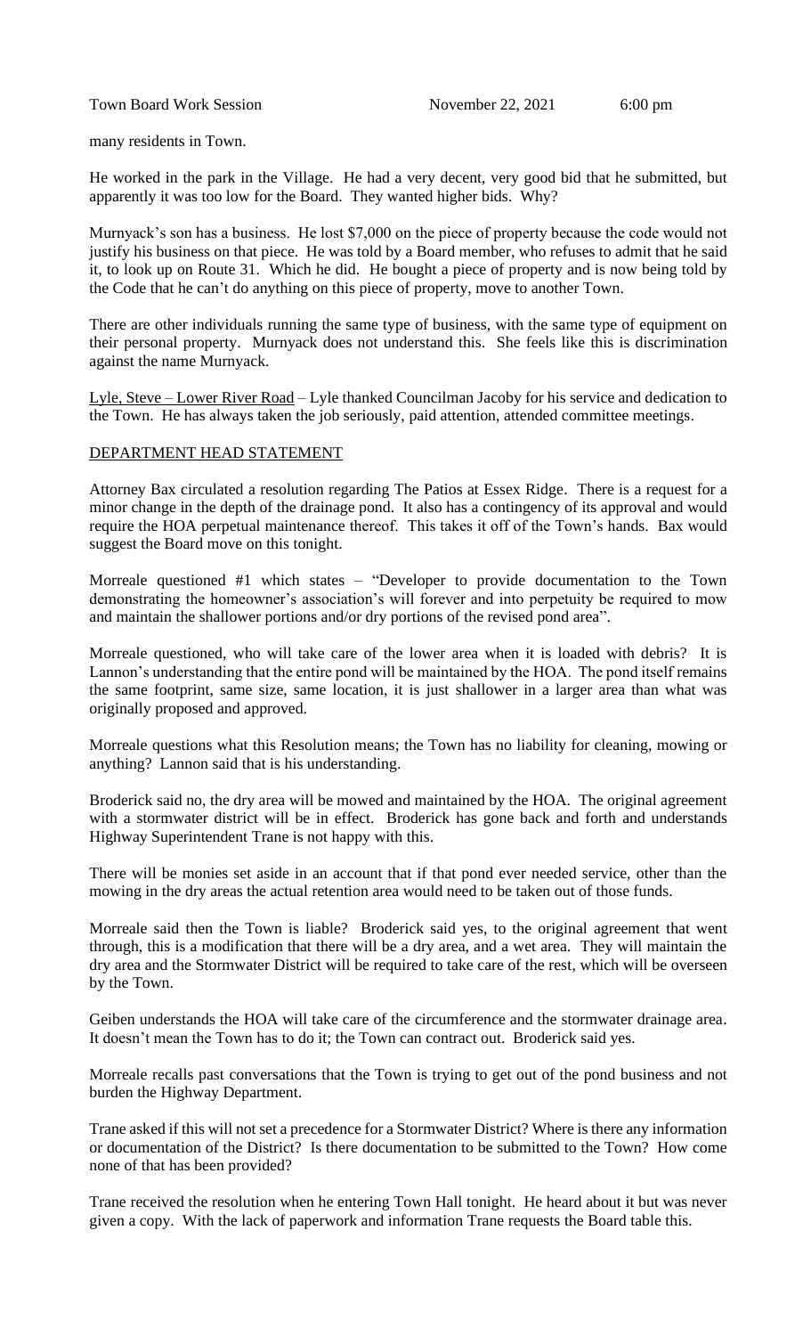many residents in Town.

He worked in the park in the Village. He had a very decent, very good bid that he submitted, but apparently it was too low for the Board. They wanted higher bids. Why?

Murnyack's son has a business. He lost $7,000 on the piece of property because the code would not justify his business on that piece. He was told by a Board member, who refuses to admit that he said it, to look up on Route 31. Which he did. He bought a piece of property and is now being told by the Code that he can't do anything on this piece of property, move to another Town.

There are other individuals running the same type of business, with the same type of equipment on their personal property. Murnyack does not understand this. She feels like this is discrimination against the name Murnyack.

Lyle, Steve – Lower River Road – Lyle thanked Councilman Jacoby for his service and dedication to the Town. He has always taken the job seriously, paid attention, attended committee meetings.

## DEPARTMENT HEAD STATEMENT

Attorney Bax circulated a resolution regarding The Patios at Essex Ridge. There is a request for a minor change in the depth of the drainage pond. It also has a contingency of its approval and would require the HOA perpetual maintenance thereof. This takes it off of the Town's hands. Bax would suggest the Board move on this tonight.

Morreale questioned #1 which states – "Developer to provide documentation to the Town demonstrating the homeowner's association's will forever and into perpetuity be required to mow and maintain the shallower portions and/or dry portions of the revised pond area".

Morreale questioned, who will take care of the lower area when it is loaded with debris? It is Lannon's understanding that the entire pond will be maintained by the HOA. The pond itself remains the same footprint, same size, same location, it is just shallower in a larger area than what was originally proposed and approved.

Morreale questions what this Resolution means; the Town has no liability for cleaning, mowing or anything? Lannon said that is his understanding.

Broderick said no, the dry area will be mowed and maintained by the HOA. The original agreement with a stormwater district will be in effect. Broderick has gone back and forth and understands Highway Superintendent Trane is not happy with this.

There will be monies set aside in an account that if that pond ever needed service, other than the mowing in the dry areas the actual retention area would need to be taken out of those funds.

Morreale said then the Town is liable? Broderick said yes, to the original agreement that went through, this is a modification that there will be a dry area, and a wet area. They will maintain the dry area and the Stormwater District will be required to take care of the rest, which will be overseen by the Town.

Geiben understands the HOA will take care of the circumference and the stormwater drainage area. It doesn't mean the Town has to do it; the Town can contract out. Broderick said yes.

Morreale recalls past conversations that the Town is trying to get out of the pond business and not burden the Highway Department.

Trane asked if this will not set a precedence for a Stormwater District? Where is there any information or documentation of the District? Is there documentation to be submitted to the Town? How come none of that has been provided?

Trane received the resolution when he entering Town Hall tonight. He heard about it but was never given a copy. With the lack of paperwork and information Trane requests the Board table this.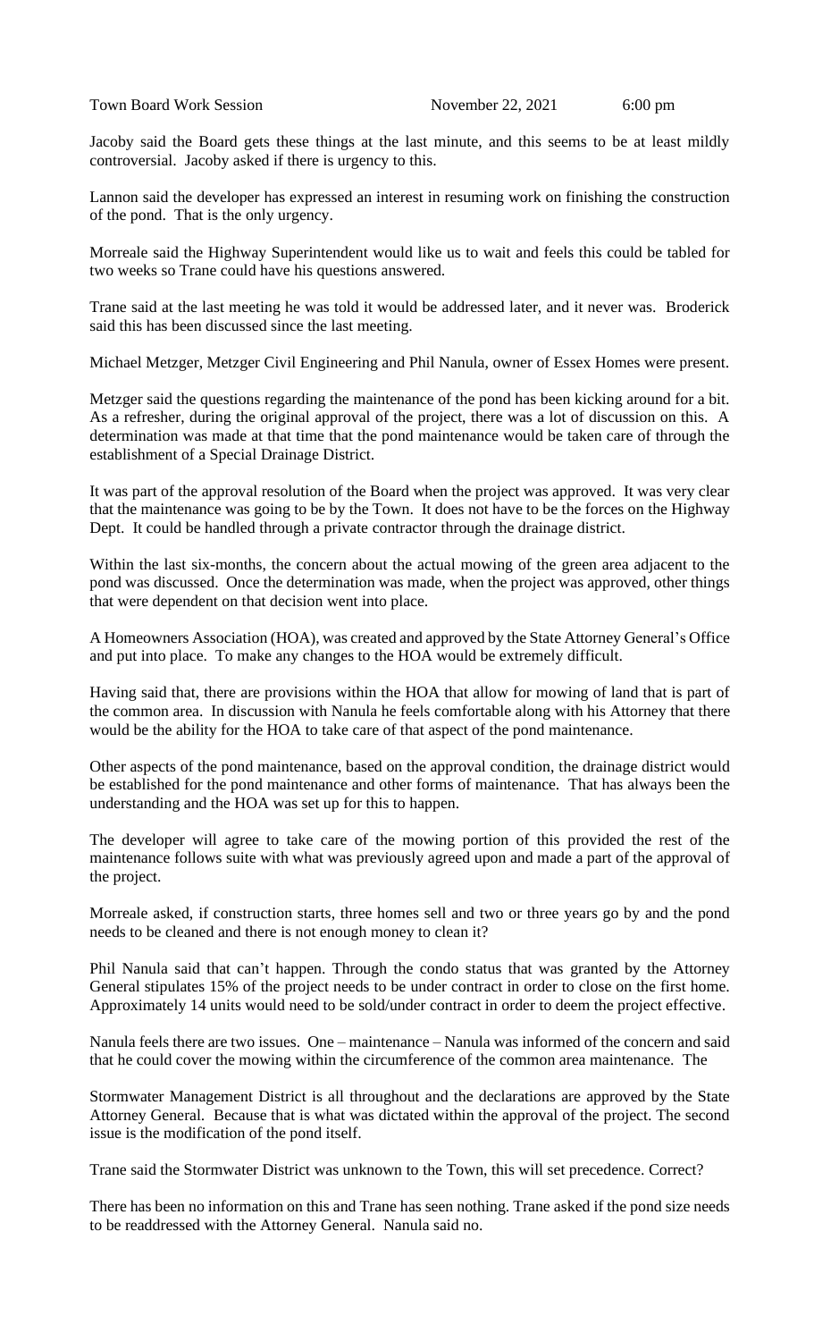Jacoby said the Board gets these things at the last minute, and this seems to be at least mildly controversial. Jacoby asked if there is urgency to this.

Lannon said the developer has expressed an interest in resuming work on finishing the construction of the pond. That is the only urgency.

Morreale said the Highway Superintendent would like us to wait and feels this could be tabled for two weeks so Trane could have his questions answered.

Trane said at the last meeting he was told it would be addressed later, and it never was. Broderick said this has been discussed since the last meeting.

Michael Metzger, Metzger Civil Engineering and Phil Nanula, owner of Essex Homes were present.

Metzger said the questions regarding the maintenance of the pond has been kicking around for a bit. As a refresher, during the original approval of the project, there was a lot of discussion on this. A determination was made at that time that the pond maintenance would be taken care of through the establishment of a Special Drainage District.

It was part of the approval resolution of the Board when the project was approved. It was very clear that the maintenance was going to be by the Town. It does not have to be the forces on the Highway Dept. It could be handled through a private contractor through the drainage district.

Within the last six-months, the concern about the actual mowing of the green area adjacent to the pond was discussed. Once the determination was made, when the project was approved, other things that were dependent on that decision went into place.

A Homeowners Association (HOA), was created and approved by the State Attorney General's Office and put into place. To make any changes to the HOA would be extremely difficult.

Having said that, there are provisions within the HOA that allow for mowing of land that is part of the common area. In discussion with Nanula he feels comfortable along with his Attorney that there would be the ability for the HOA to take care of that aspect of the pond maintenance.

Other aspects of the pond maintenance, based on the approval condition, the drainage district would be established for the pond maintenance and other forms of maintenance. That has always been the understanding and the HOA was set up for this to happen.

The developer will agree to take care of the mowing portion of this provided the rest of the maintenance follows suite with what was previously agreed upon and made a part of the approval of the project.

Morreale asked, if construction starts, three homes sell and two or three years go by and the pond needs to be cleaned and there is not enough money to clean it?

Phil Nanula said that can't happen. Through the condo status that was granted by the Attorney General stipulates 15% of the project needs to be under contract in order to close on the first home. Approximately 14 units would need to be sold/under contract in order to deem the project effective.

Nanula feels there are two issues. One – maintenance – Nanula was informed of the concern and said that he could cover the mowing within the circumference of the common area maintenance. The

Stormwater Management District is all throughout and the declarations are approved by the State Attorney General. Because that is what was dictated within the approval of the project. The second issue is the modification of the pond itself.

Trane said the Stormwater District was unknown to the Town, this will set precedence. Correct?

There has been no information on this and Trane has seen nothing. Trane asked if the pond size needs to be readdressed with the Attorney General. Nanula said no.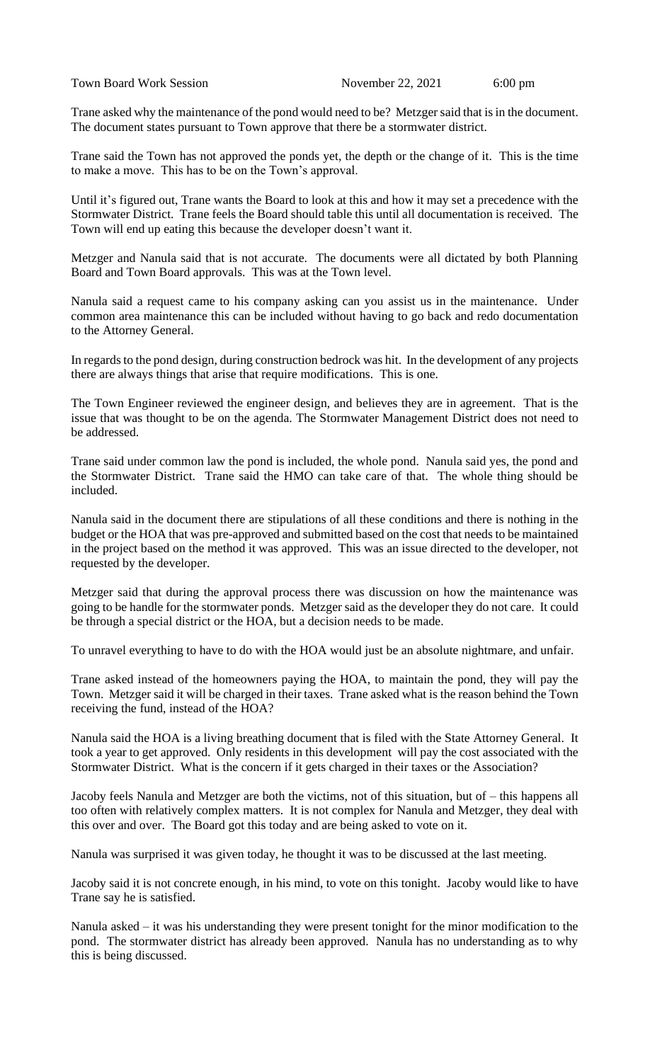Trane asked why the maintenance of the pond would need to be? Metzger said that is in the document. The document states pursuant to Town approve that there be a stormwater district.

Trane said the Town has not approved the ponds yet, the depth or the change of it. This is the time to make a move. This has to be on the Town's approval.

Until it's figured out, Trane wants the Board to look at this and how it may set a precedence with the Stormwater District. Trane feels the Board should table this until all documentation is received. The Town will end up eating this because the developer doesn't want it.

Metzger and Nanula said that is not accurate. The documents were all dictated by both Planning Board and Town Board approvals. This was at the Town level.

Nanula said a request came to his company asking can you assist us in the maintenance. Under common area maintenance this can be included without having to go back and redo documentation to the Attorney General.

In regards to the pond design, during construction bedrock was hit. In the development of any projects there are always things that arise that require modifications. This is one.

The Town Engineer reviewed the engineer design, and believes they are in agreement. That is the issue that was thought to be on the agenda. The Stormwater Management District does not need to be addressed.

Trane said under common law the pond is included, the whole pond. Nanula said yes, the pond and the Stormwater District. Trane said the HMO can take care of that. The whole thing should be included.

Nanula said in the document there are stipulations of all these conditions and there is nothing in the budget or the HOA that was pre-approved and submitted based on the cost that needs to be maintained in the project based on the method it was approved. This was an issue directed to the developer, not requested by the developer.

Metzger said that during the approval process there was discussion on how the maintenance was going to be handle for the stormwater ponds. Metzger said as the developer they do not care. It could be through a special district or the HOA, but a decision needs to be made.

To unravel everything to have to do with the HOA would just be an absolute nightmare, and unfair.

Trane asked instead of the homeowners paying the HOA, to maintain the pond, they will pay the Town. Metzger said it will be charged in their taxes. Trane asked what is the reason behind the Town receiving the fund, instead of the HOA?

Nanula said the HOA is a living breathing document that is filed with the State Attorney General. It took a year to get approved. Only residents in this development will pay the cost associated with the Stormwater District. What is the concern if it gets charged in their taxes or the Association?

Jacoby feels Nanula and Metzger are both the victims, not of this situation, but of – this happens all too often with relatively complex matters. It is not complex for Nanula and Metzger, they deal with this over and over. The Board got this today and are being asked to vote on it.

Nanula was surprised it was given today, he thought it was to be discussed at the last meeting.

Jacoby said it is not concrete enough, in his mind, to vote on this tonight. Jacoby would like to have Trane say he is satisfied.

Nanula asked – it was his understanding they were present tonight for the minor modification to the pond. The stormwater district has already been approved. Nanula has no understanding as to why this is being discussed.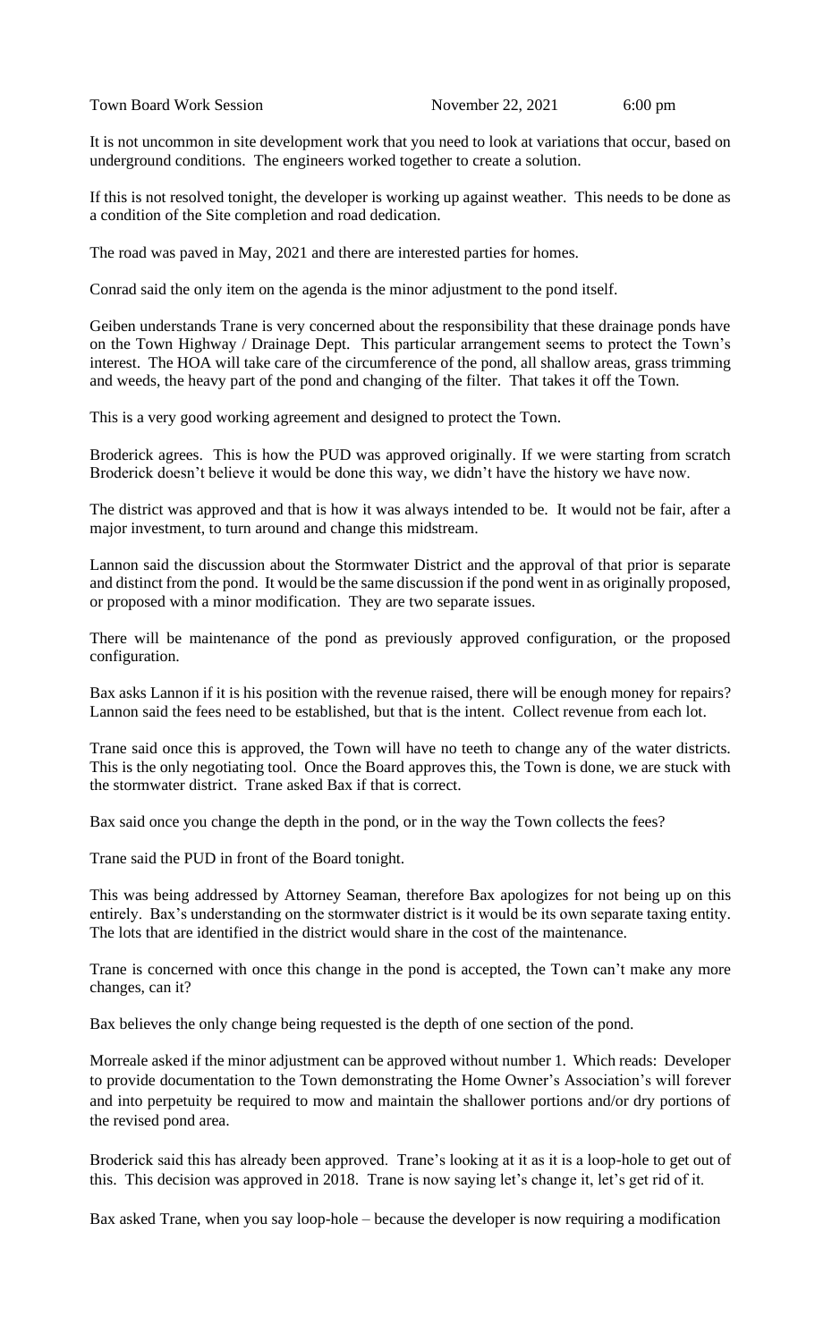It is not uncommon in site development work that you need to look at variations that occur, based on underground conditions. The engineers worked together to create a solution.

If this is not resolved tonight, the developer is working up against weather. This needs to be done as a condition of the Site completion and road dedication.

The road was paved in May, 2021 and there are interested parties for homes.

Conrad said the only item on the agenda is the minor adjustment to the pond itself.

Geiben understands Trane is very concerned about the responsibility that these drainage ponds have on the Town Highway / Drainage Dept. This particular arrangement seems to protect the Town's interest. The HOA will take care of the circumference of the pond, all shallow areas, grass trimming and weeds, the heavy part of the pond and changing of the filter. That takes it off the Town.

This is a very good working agreement and designed to protect the Town.

Broderick agrees. This is how the PUD was approved originally. If we were starting from scratch Broderick doesn't believe it would be done this way, we didn't have the history we have now.

The district was approved and that is how it was always intended to be. It would not be fair, after a major investment, to turn around and change this midstream.

Lannon said the discussion about the Stormwater District and the approval of that prior is separate and distinct from the pond. It would be the same discussion if the pond went in as originally proposed, or proposed with a minor modification. They are two separate issues.

There will be maintenance of the pond as previously approved configuration, or the proposed configuration.

Bax asks Lannon if it is his position with the revenue raised, there will be enough money for repairs? Lannon said the fees need to be established, but that is the intent. Collect revenue from each lot.

Trane said once this is approved, the Town will have no teeth to change any of the water districts. This is the only negotiating tool. Once the Board approves this, the Town is done, we are stuck with the stormwater district. Trane asked Bax if that is correct.

Bax said once you change the depth in the pond, or in the way the Town collects the fees?

Trane said the PUD in front of the Board tonight.

This was being addressed by Attorney Seaman, therefore Bax apologizes for not being up on this entirely. Bax's understanding on the stormwater district is it would be its own separate taxing entity. The lots that are identified in the district would share in the cost of the maintenance.

Trane is concerned with once this change in the pond is accepted, the Town can't make any more changes, can it?

Bax believes the only change being requested is the depth of one section of the pond.

Morreale asked if the minor adjustment can be approved without number 1. Which reads: Developer to provide documentation to the Town demonstrating the Home Owner's Association's will forever and into perpetuity be required to mow and maintain the shallower portions and/or dry portions of the revised pond area.

Broderick said this has already been approved. Trane's looking at it as it is a loop-hole to get out of this. This decision was approved in 2018. Trane is now saying let's change it, let's get rid of it.

Bax asked Trane, when you say loop-hole – because the developer is now requiring a modification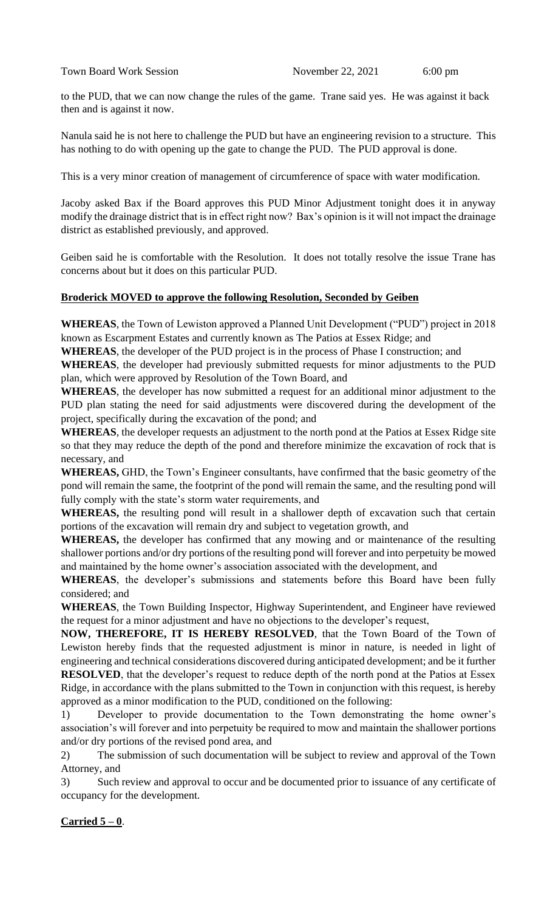to the PUD, that we can now change the rules of the game. Trane said yes. He was against it back then and is against it now.

Nanula said he is not here to challenge the PUD but have an engineering revision to a structure. This has nothing to do with opening up the gate to change the PUD. The PUD approval is done.

This is a very minor creation of management of circumference of space with water modification.

Jacoby asked Bax if the Board approves this PUD Minor Adjustment tonight does it in anyway modify the drainage district that is in effect right now? Bax's opinion is it will not impact the drainage district as established previously, and approved.

Geiben said he is comfortable with the Resolution. It does not totally resolve the issue Trane has concerns about but it does on this particular PUD.

**Broderick MOVED to approve the following Resolution, Seconded by Geiben**

**WHEREAS**, the Town of Lewiston approved a Planned Unit Development ("PUD") project in 2018 known as Escarpment Estates and currently known as The Patios at Essex Ridge; and

**WHEREAS**, the developer of the PUD project is in the process of Phase I construction; and

**WHEREAS**, the developer had previously submitted requests for minor adjustments to the PUD plan, which were approved by Resolution of the Town Board, and

**WHEREAS**, the developer has now submitted a request for an additional minor adjustment to the PUD plan stating the need for said adjustments were discovered during the development of the project, specifically during the excavation of the pond; and

**WHEREAS**, the developer requests an adjustment to the north pond at the Patios at Essex Ridge site so that they may reduce the depth of the pond and therefore minimize the excavation of rock that is necessary, and

**WHEREAS,** GHD, the Town's Engineer consultants, have confirmed that the basic geometry of the pond will remain the same, the footprint of the pond will remain the same, and the resulting pond will fully comply with the state's storm water requirements, and

**WHEREAS,** the resulting pond will result in a shallower depth of excavation such that certain portions of the excavation will remain dry and subject to vegetation growth, and

**WHEREAS,** the developer has confirmed that any mowing and or maintenance of the resulting shallower portions and/or dry portions of the resulting pond will forever and into perpetuity be mowed and maintained by the home owner's association associated with the development, and

**WHEREAS**, the developer's submissions and statements before this Board have been fully considered; and

**WHEREAS**, the Town Building Inspector, Highway Superintendent, and Engineer have reviewed the request for a minor adjustment and have no objections to the developer's request,

**NOW, THEREFORE, IT IS HEREBY RESOLVED**, that the Town Board of the Town of Lewiston hereby finds that the requested adjustment is minor in nature, is needed in light of engineering and technical considerations discovered during anticipated development; and be it further

**RESOLVED**, that the developer's request to reduce depth of the north pond at the Patios at Essex Ridge, in accordance with the plans submitted to the Town in conjunction with this request, is hereby approved as a minor modification to the PUD, conditioned on the following:

1) Developer to provide documentation to the Town demonstrating the home owner's association's will forever and into perpetuity be required to mow and maintain the shallower portions and/or dry portions of the revised pond area, and

2) The submission of such documentation will be subject to review and approval of the Town Attorney, and

3) Such review and approval to occur and be documented prior to issuance of any certificate of occupancy for the development.

**Carried 5 – 0**.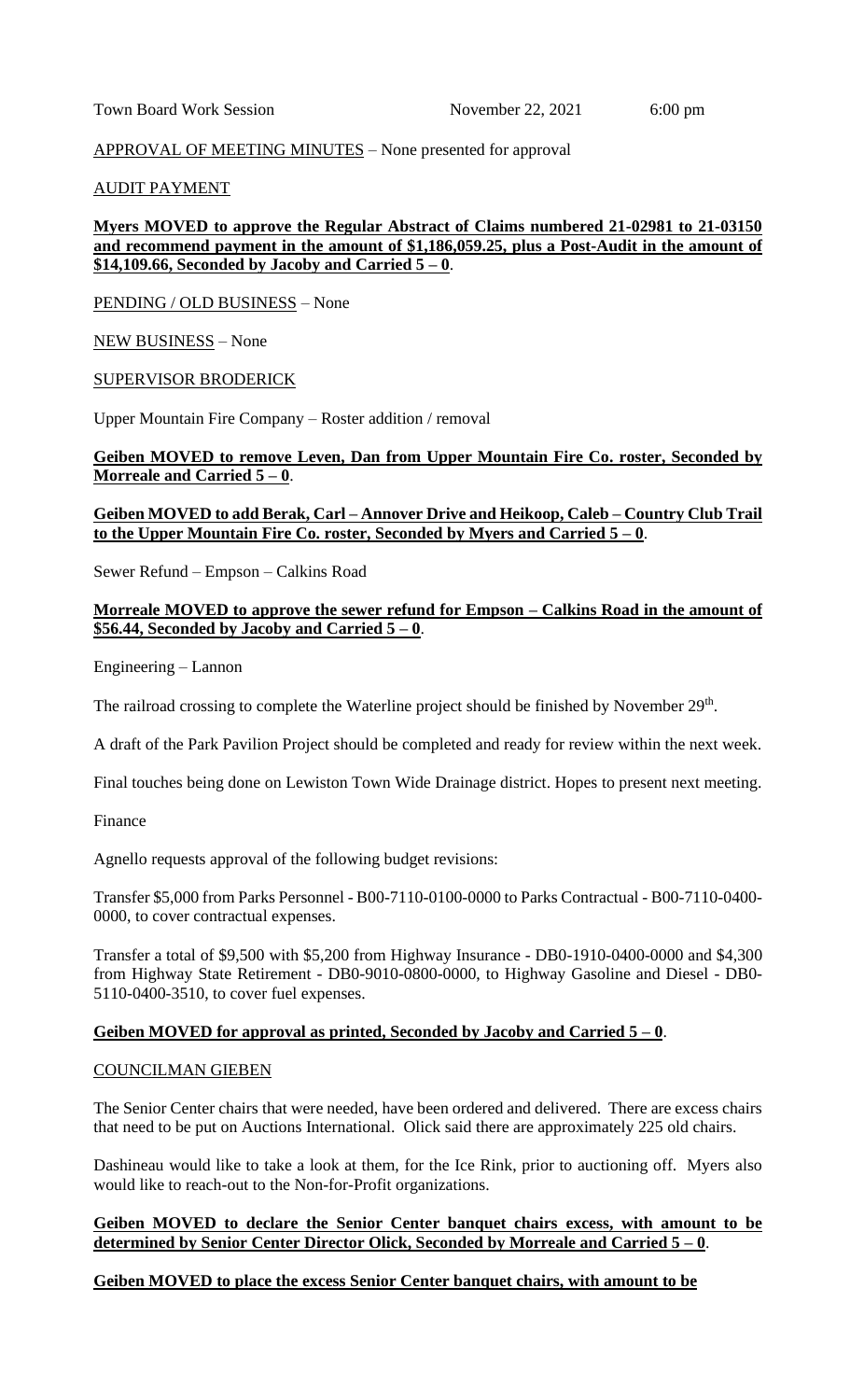Town Board Work Session November 22, 2021 6:00 pm

<u>APPROVAL OF MEETING MINUTES</u> – None presented for approval

<u>AUDIT PAYMENT</u>

**<u>Myers MOVED to approve the Regular Abstract of Claims numbered 21-02981 to 21-03150 and recommend payment in the amount of $1,186,059.25, plus a Post-Audit in the amount of $14,109.66, Seconded by Jacoby and Carried 5 – 0</u>**.

<u>PENDING / OLD BUSINESS</u> – None

<u>NEW BUSINESS</u> – None

<u>SUPERVISOR BRODERICK</u>

Upper Mountain Fire Company – Roster addition / removal

**<u>Geiben MOVED to remove Leven, Dan from Upper Mountain Fire Co. roster, Seconded by Morreale and Carried 5 – 0</u>**.

**<u>Geiben MOVED to add Berak, Carl – Annover Drive and Heikoop, Caleb – Country Club Trail to the Upper Mountain Fire Co. roster, Seconded by Myers and Carried 5 – 0</u>**.

Sewer Refund – Empson – Calkins Road

**<u>Morreale MOVED to approve the sewer refund for Empson – Calkins Road in the amount of $56.44, Seconded by Jacoby and Carried 5 – 0</u>**.

Engineering – Lannon

The railroad crossing to complete the Waterline project should be finished by November 29th.

A draft of the Park Pavilion Project should be completed and ready for review within the next week.

Final touches being done on Lewiston Town Wide Drainage district. Hopes to present next meeting.

Finance

Agnello requests approval of the following budget revisions:

Transfer $5,000 from Parks Personnel - B00-7110-0100-0000 to Parks Contractual - B00-7110-0400-0000, to cover contractual expenses.

Transfer a total of $9,500 with $5,200 from Highway Insurance - DB0-1910-0400-0000 and $4,300 from Highway State Retirement - DB0-9010-0800-0000, to Highway Gasoline and Diesel - DB0-5110-0400-3510, to cover fuel expenses.

**<u>Geiben MOVED for approval as printed, Seconded by Jacoby and Carried 5 – 0</u>**.

<u>COUNCILMAN GIEBEN</u>

The Senior Center chairs that were needed, have been ordered and delivered. There are excess chairs that need to be put on Auctions International. Olick said there are approximately 225 old chairs.

Dashineau would like to take a look at them, for the Ice Rink, prior to auctioning off. Myers also would like to reach-out to the Non-for-Profit organizations.

**<u>Geiben MOVED to declare the Senior Center banquet chairs excess, with amount to be determined by Senior Center Director Olick, Seconded by Morreale and Carried 5 – 0</u>**.

**<u>Geiben MOVED to place the excess Senior Center banquet chairs, with amount to be</u>**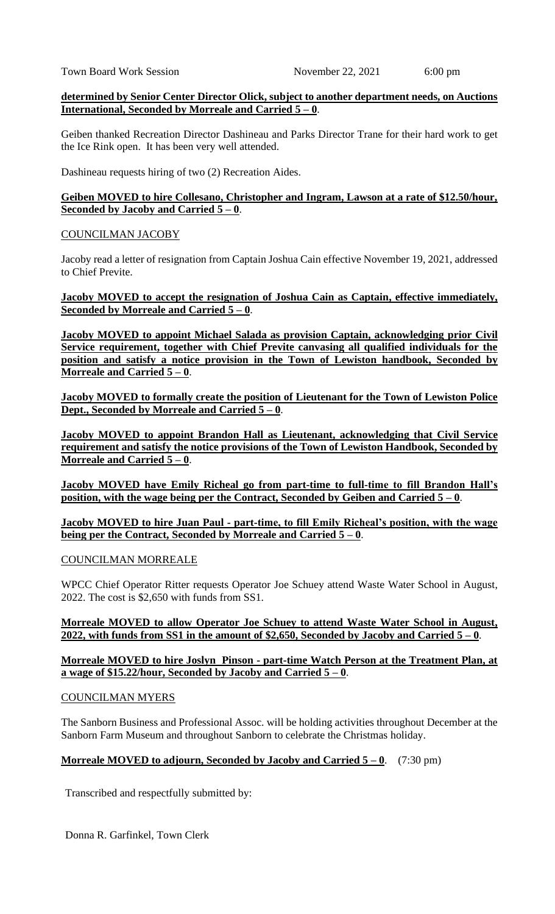**determined by Senior Center Director Olick, subject to another department needs, on Auctions International, Seconded by Morreale and Carried 5 – 0**.

Geiben thanked Recreation Director Dashineau and Parks Director Trane for their hard work to get the Ice Rink open. It has been very well attended.

Dashineau requests hiring of two (2) Recreation Aides.

**Geiben MOVED to hire Collesano, Christopher and Ingram, Lawson at a rate of $12.50/hour, Seconded by Jacoby and Carried 5 – 0**.

COUNCILMAN JACOBY

Jacoby read a letter of resignation from Captain Joshua Cain effective November 19, 2021, addressed to Chief Previte.

**Jacoby MOVED to accept the resignation of Joshua Cain as Captain, effective immediately, Seconded by Morreale and Carried 5 – 0**.

**Jacoby MOVED to appoint Michael Salada as provision Captain, acknowledging prior Civil Service requirement, together with Chief Previte canvasing all qualified individuals for the position and satisfy a notice provision in the Town of Lewiston handbook, Seconded by Morreale and Carried 5 – 0**.

**Jacoby MOVED to formally create the position of Lieutenant for the Town of Lewiston Police Dept., Seconded by Morreale and Carried 5 – 0**.

**Jacoby MOVED to appoint Brandon Hall as Lieutenant, acknowledging that Civil Service requirement and satisfy the notice provisions of the Town of Lewiston Handbook, Seconded by Morreale and Carried 5 – 0**.

**Jacoby MOVED have Emily Richeal go from part-time to full-time to fill Brandon Hall's position, with the wage being per the Contract, Seconded by Geiben and Carried 5 – 0**.

**Jacoby MOVED to hire Juan Paul - part-time, to fill Emily Richeal's position, with the wage being per the Contract, Seconded by Morreale and Carried 5 – 0**.

COUNCILMAN MORREALE

WPCC Chief Operator Ritter requests Operator Joe Schuey attend Waste Water School in August, 2022. The cost is $2,650 with funds from SS1.

**Morreale MOVED to allow Operator Joe Schuey to attend Waste Water School in August, 2022, with funds from SS1 in the amount of $2,650, Seconded by Jacoby and Carried 5 – 0**.

**Morreale MOVED to hire Joslyn Pinson - part-time Watch Person at the Treatment Plan, at a wage of $15.22/hour, Seconded by Jacoby and Carried 5 – 0**.

COUNCILMAN MYERS

The Sanborn Business and Professional Assoc. will be holding activities throughout December at the Sanborn Farm Museum and throughout Sanborn to celebrate the Christmas holiday.

**Morreale MOVED to adjourn, Seconded by Jacoby and Carried 5 – 0**. (7:30 pm)

Transcribed and respectfully submitted by:

Donna R. Garfinkel, Town Clerk